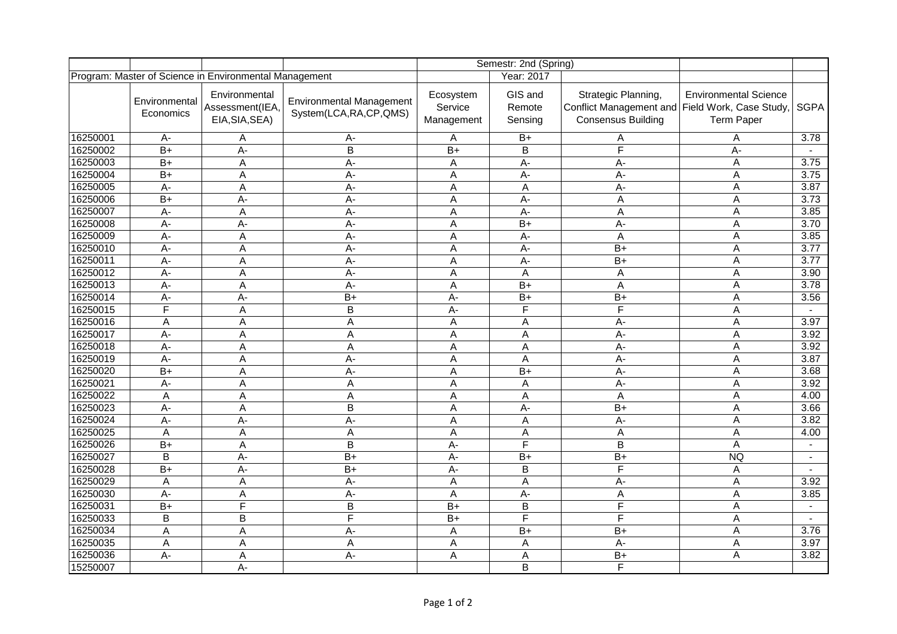| | | | | Semestr: 2nd (Spring) | | | | |
|---|---|---|---|---|---|---|---|---|
| Program: Master of Science in Environmental Management | | | | | Year: 2017 | | | |
| | Environmental Economics | Environmental Assessment(IEA, EIA,SIA,SEA) | Environmental Management System(LCA,RA,CP,QMS) | Ecosystem Service Management | GIS and Remote Sensing | Strategic Planning, Conflict Management and Consensus Building | Environmental Science Field Work, Case Study, Term Paper | SGPA |
| 16250001 | A- | A | A- | A | B+ | A | A | 3.78 |
| 16250002 | B+ | A- | B | B+ | B | F | A- | - |
| 16250003 | B+ | A | A- | A | A- | A- | A | 3.75 |
| 16250004 | B+ | A | A- | A | A- | A- | A | 3.75 |
| 16250005 | A- | A | A- | A | A | A- | A | 3.87 |
| 16250006 | B+ | A- | A- | A | A- | A | A | 3.73 |
| 16250007 | A- | A | A- | A | A- | A | A | 3.85 |
| 16250008 | A- | A- | A- | A | B+ | A- | A | 3.70 |
| 16250009 | A- | A | A- | A | A- | A | A | 3.85 |
| 16250010 | A- | A | A- | A | A- | B+ | A | 3.77 |
| 16250011 | A- | A | A- | A | A- | B+ | A | 3.77 |
| 16250012 | A- | A | A- | A | A | A | A | 3.90 |
| 16250013 | A- | A | A- | A | B+ | A | A | 3.78 |
| 16250014 | A- | A- | B+ | A- | B+ | B+ | A | 3.56 |
| 16250015 | F | A | B | A- | F | F | A | - |
| 16250016 | A | A | A | A | A | A- | A | 3.97 |
| 16250017 | A- | A | A | A | A | A- | A | 3.92 |
| 16250018 | A- | A | A | A | A | A- | A | 3.92 |
| 16250019 | A- | A | A- | A | A | A- | A | 3.87 |
| 16250020 | B+ | A | A- | A | B+ | A- | A | 3.68 |
| 16250021 | A- | A | A | A | A | A- | A | 3.92 |
| 16250022 | A | A | A | A | A | A | A | 4.00 |
| 16250023 | A- | A | B | A | A- | B+ | A | 3.66 |
| 16250024 | A- | A- | A- | A | A | A- | A | 3.82 |
| 16250025 | A | A | A | A | A | A | A | 4.00 |
| 16250026 | B+ | A | B | A- | F | B | A | - |
| 16250027 | B | A- | B+ | A- | B+ | B+ | NQ | - |
| 16250028 | B+ | A- | B+ | A- | B | F | A | - |
| 16250029 | A | A | A- | A | A | A- | A | 3.92 |
| 16250030 | A- | A | A- | A | A- | A | A | 3.85 |
| 16250031 | B+ | F | B | B+ | B | F | A | - |
| 16250033 | B | B | F | B+ | F | F | A | - |
| 16250034 | A | A | A- | A | B+ | B+ | A | 3.76 |
| 16250035 | A | A | A | A | A | A- | A | 3.97 |
| 16250036 | A- | A | A- | A | A | B+ | A | 3.82 |
| 15250007 | | A- | | | B | F | | |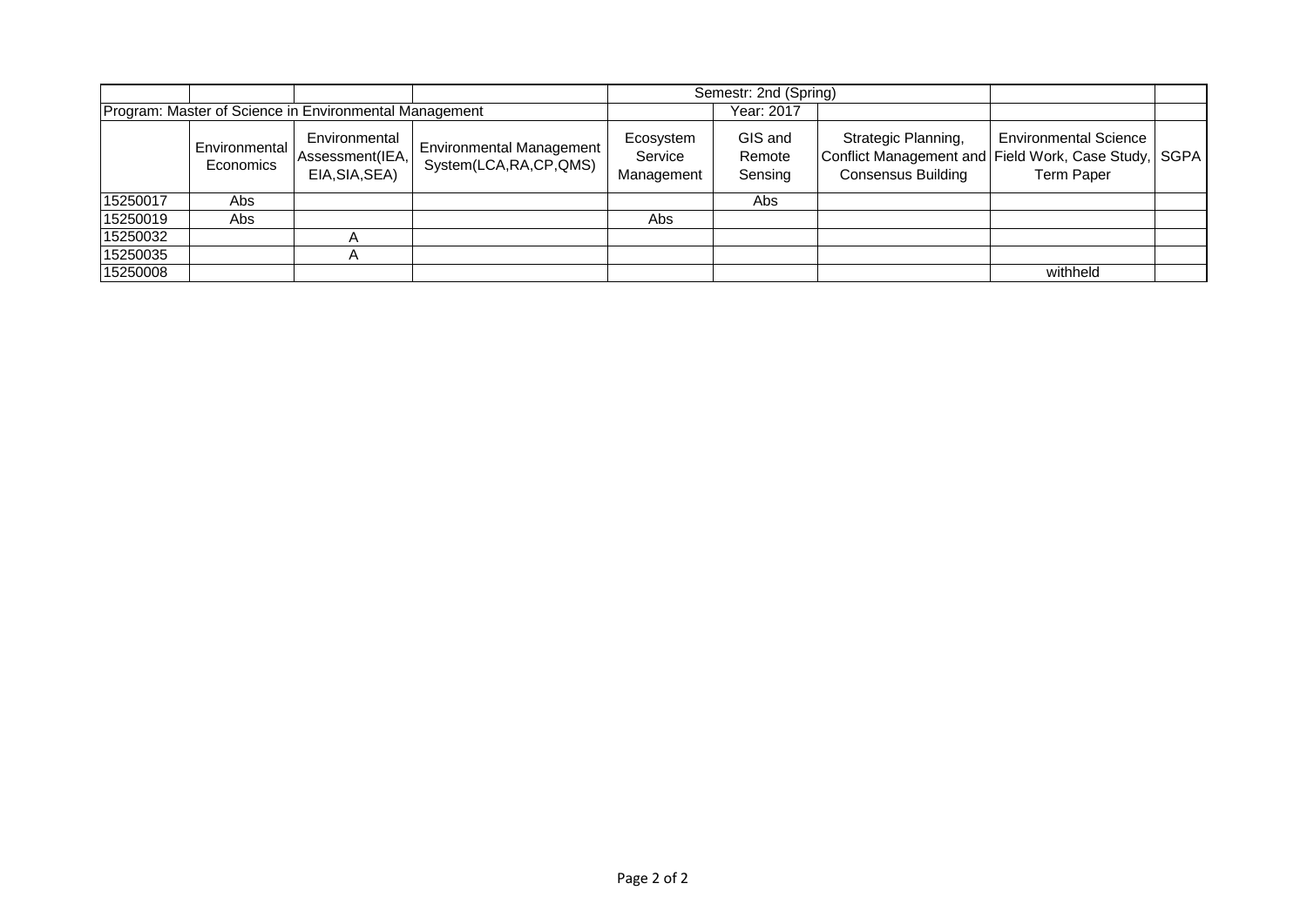| | | | | | | | | |
|---|---|---|---|---|---|---|---|---|
| | | | | Semestr: 2nd (Spring) | | | | |
| Program: Master of Science in Environmental Management | | | | | Year: 2017 | | | |
| | Environmental Economics | Environmental Assessment(IEA, EIA,SIA,SEA) | Environmental Management System(LCA,RA,CP,QMS) | Ecosystem Service Management | GIS and Remote Sensing | Strategic Planning, Conflict Management and Consensus Building | Environmental Science Field Work, Case Study, Term Paper | SGPA |
| 15250017 | Abs | | | | Abs | | | |
| 15250019 | Abs | | | Abs | | | | |
| 15250032 | | A | | | | | | |
| 15250035 | | A | | | | | | |
| 15250008 | | | | | | | withheld | |